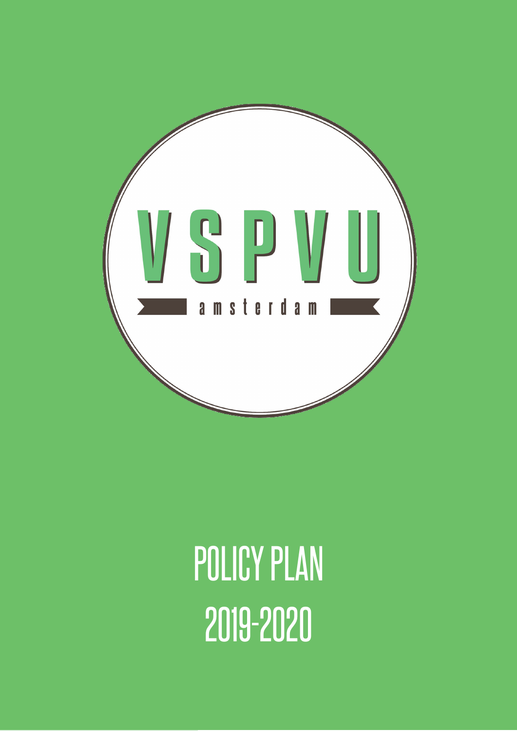VSPVU

amsterdam

# POLICY PLAN

# 2019-2020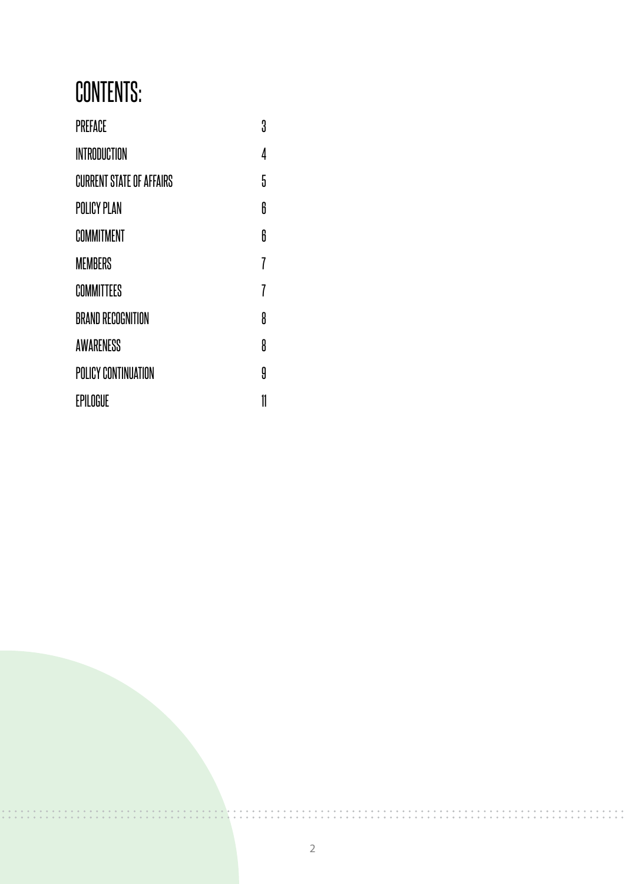# CONTENTS:

| | |
|---|---|
| PREFACE | 3 |
| INTRODUCTION | 4 |
| CURRENT STATE OF AFFAIRS | 5 |
| POLICY PLAN | 6 |
| COMMITMENT | 6 |
| MEMBERS | 7 |
| COMMITTEES | 7 |
| BRAND RECOGNITION | 8 |
| AWARENESS | 8 |
| POLICY CONTINUATION | 9 |
| EPILOGUE | 11 |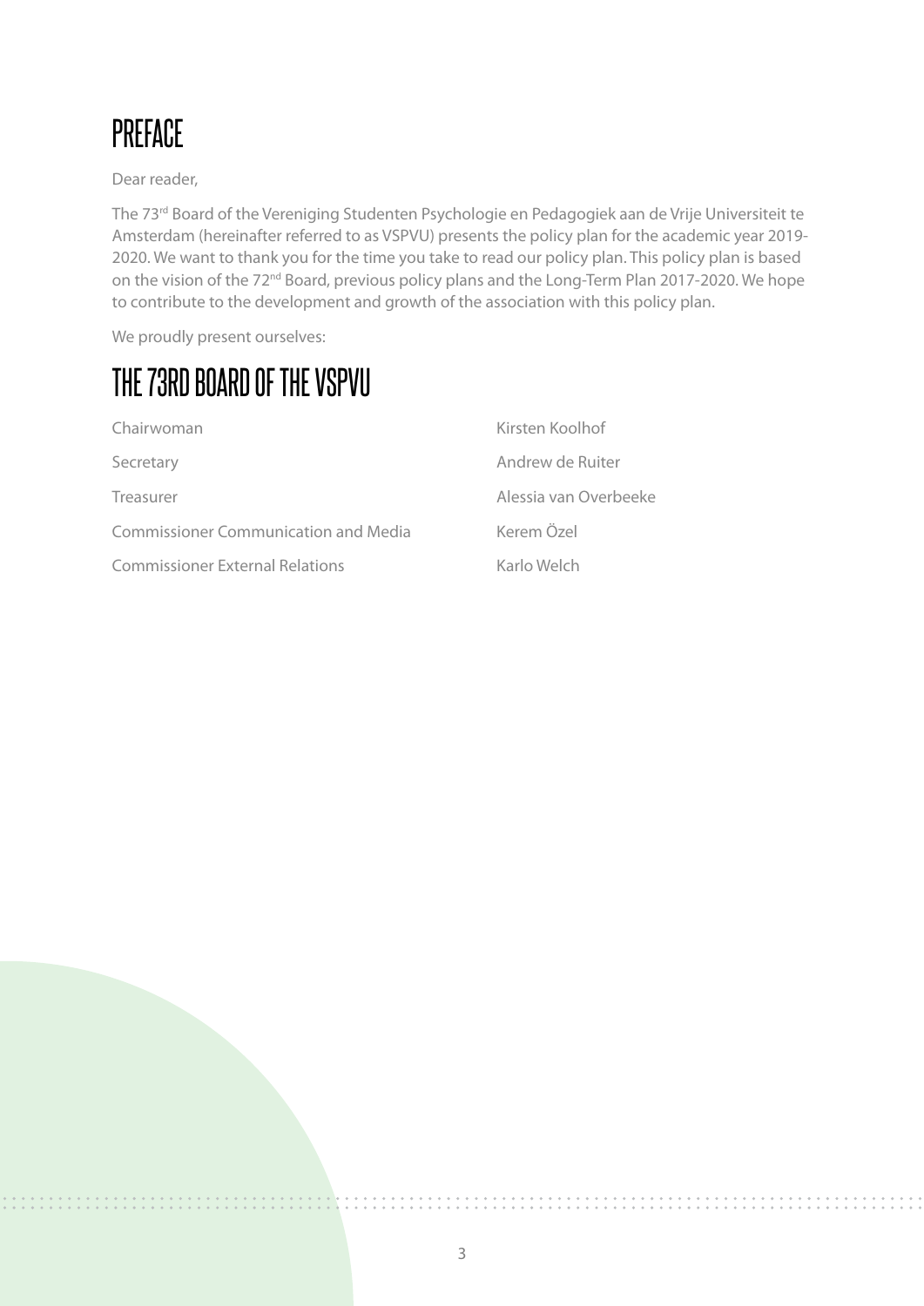# PREFACE

Dear reader,

The 73rd Board of the Vereniging Studenten Psychologie en Pedagogiek aan de Vrije Universiteit te Amsterdam (hereinafter referred to as VSPVU) presents the policy plan for the academic year 2019-2020. We want to thank you for the time you take to read our policy plan. This policy plan is based on the vision of the 72nd Board, previous policy plans and the Long-Term Plan 2017-2020. We hope to contribute to the development and growth of the association with this policy plan.

We proudly present ourselves:

# THE 73RD BOARD OF THE VSPVU

| | |
|---|---|
| Chairwoman | Kirsten Koolhof |
| Secretary | Andrew de Ruiter |
| Treasurer | Alessia van Overbeeke |
| Commissioner Communication and Media | Kerem Özel |
| Commissioner External Relations | Karlo Welch |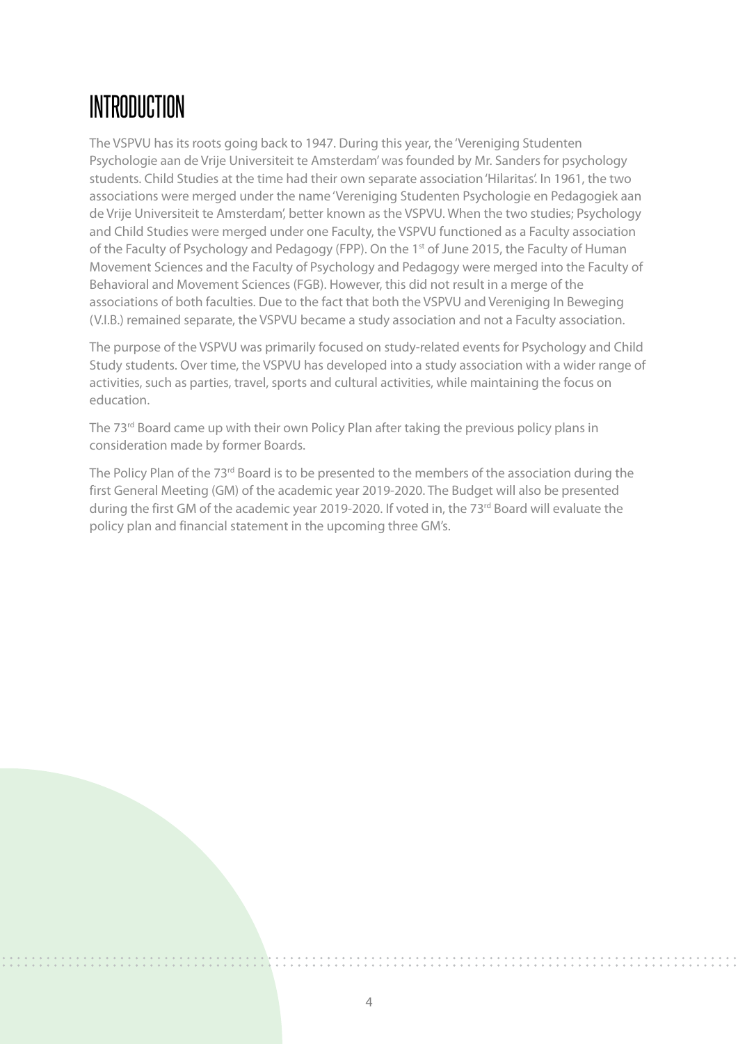# INTRODUCTION

The VSPVU has its roots going back to 1947. During this year, the 'Vereniging Studenten Psychologie aan de Vrije Universiteit te Amsterdam' was founded by Mr. Sanders for psychology students. Child Studies at the time had their own separate association 'Hilaritas'. In 1961, the two associations were merged under the name 'Vereniging Studenten Psychologie en Pedagogiek aan de Vrije Universiteit te Amsterdam', better known as the VSPVU. When the two studies; Psychology and Child Studies were merged under one Faculty, the VSPVU functioned as a Faculty association of the Faculty of Psychology and Pedagogy (FPP). On the 1st of June 2015, the Faculty of Human Movement Sciences and the Faculty of Psychology and Pedagogy were merged into the Faculty of Behavioral and Movement Sciences (FGB). However, this did not result in a merge of the associations of both faculties. Due to the fact that both the VSPVU and Vereniging In Beweging (V.I.B.) remained separate, the VSPVU became a study association and not a Faculty association.

The purpose of the VSPVU was primarily focused on study-related events for Psychology and Child Study students. Over time, the VSPVU has developed into a study association with a wider range of activities, such as parties, travel, sports and cultural activities, while maintaining the focus on education.

The 73rd Board came up with their own Policy Plan after taking the previous policy plans in consideration made by former Boards.

The Policy Plan of the 73rd Board is to be presented to the members of the association during the first General Meeting (GM) of the academic year 2019-2020. The Budget will also be presented during the first GM of the academic year 2019-2020. If voted in, the 73rd Board will evaluate the policy plan and financial statement in the upcoming three GM's.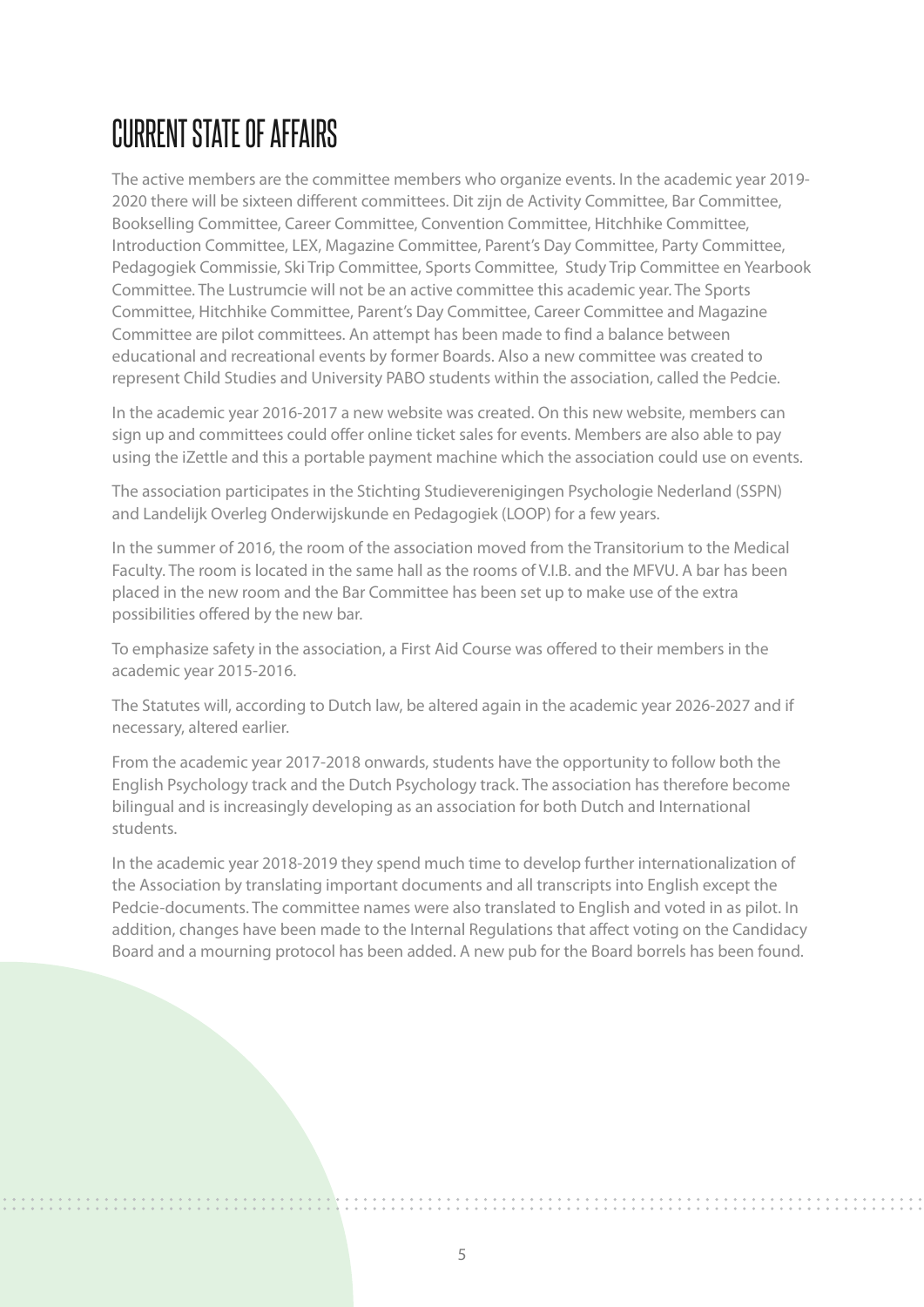# CURRENT STATE OF AFFAIRS

The active members are the committee members who organize events. In the academic year 2019-2020 there will be sixteen different committees. Dit zijn de Activity Committee, Bar Committee, Bookselling Committee, Career Committee, Convention Committee, Hitchhike Committee, Introduction Committee, LEX, Magazine Committee, Parent's Day Committee, Party Committee, Pedagogiek Commissie, Ski Trip Committee, Sports Committee, Study Trip Committee en Yearbook Committee. The Lustrumcie will not be an active committee this academic year. The Sports Committee, Hitchhike Committee, Parent's Day Committee, Career Committee and Magazine Committee are pilot committees. An attempt has been made to find a balance between educational and recreational events by former Boards. Also a new committee was created to represent Child Studies and University PABO students within the association, called the Pedcie.

In the academic year 2016-2017 a new website was created. On this new website, members can sign up and committees could offer online ticket sales for events. Members are also able to pay using the iZettle and this a portable payment machine which the association could use on events.

The association participates in the Stichting Studieverenigingen Psychologie Nederland (SSPN) and Landelijk Overleg Onderwijskunde en Pedagogiek (LOOP) for a few years.

In the summer of 2016, the room of the association moved from the Transitorium to the Medical Faculty. The room is located in the same hall as the rooms of V.I.B. and the MFVU. A bar has been placed in the new room and the Bar Committee has been set up to make use of the extra possibilities offered by the new bar.

To emphasize safety in the association, a First Aid Course was offered to their members in the academic year 2015-2016.

The Statutes will, according to Dutch law, be altered again in the academic year 2026-2027 and if necessary, altered earlier.

From the academic year 2017-2018 onwards, students have the opportunity to follow both the English Psychology track and the Dutch Psychology track. The association has therefore become bilingual and is increasingly developing as an association for both Dutch and International students.

In the academic year 2018-2019 they spend much time to develop further internationalization of the Association by translating important documents and all transcripts into English except the Pedcie-documents. The committee names were also translated to English and voted in as pilot. In addition, changes have been made to the Internal Regulations that affect voting on the Candidacy Board and a mourning protocol has been added. A new pub for the Board borrels has been found.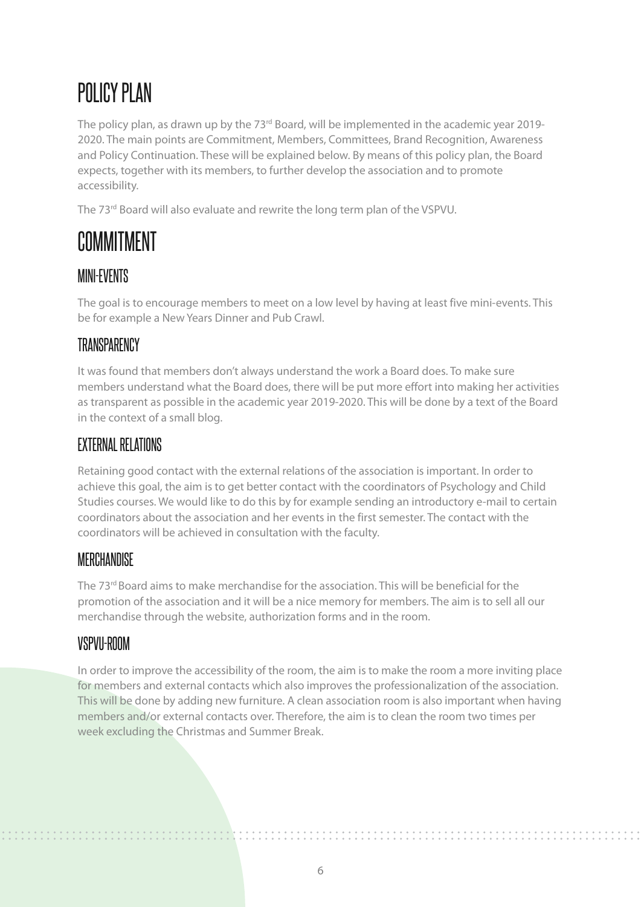# POLICY PLAN

The policy plan, as drawn up by the 73rd Board, will be implemented in the academic year 2019-2020. The main points are Commitment, Members, Committees, Brand Recognition, Awareness and Policy Continuation. These will be explained below. By means of this policy plan, the Board expects, together with its members, to further develop the association and to promote accessibility.

The 73rd Board will also evaluate and rewrite the long term plan of the VSPVU.

# COMMITMENT

## MINI-EVENTS

The goal is to encourage members to meet on a low level by having at least five mini-events. This be for example a New Years Dinner and Pub Crawl.

## TRANSPARENCY

It was found that members don't always understand the work a Board does. To make sure members understand what the Board does, there will be put more effort into making her activities as transparent as possible in the academic year 2019-2020. This will be done by a text of the Board in the context of a small blog.

## EXTERNAL RELATIONS

Retaining good contact with the external relations of the association is important. In order to achieve this goal, the aim is to get better contact with the coordinators of Psychology and Child Studies courses. We would like to do this by for example sending an introductory e-mail to certain coordinators about the association and her events in the first semester. The contact with the coordinators will be achieved in consultation with the faculty.

## MERCHANDISE

The 73rd Board aims to make merchandise for the association. This will be beneficial for the promotion of the association and it will be a nice memory for members. The aim is to sell all our merchandise through the website, authorization forms and in the room.

## VSPVU-ROOM

In order to improve the accessibility of the room, the aim is to make the room a more inviting place for members and external contacts which also improves the professionalization of the association. This will be done by adding new furniture. A clean association room is also important when having members and/or external contacts over. Therefore, the aim is to clean the room two times per week excluding the Christmas and Summer Break.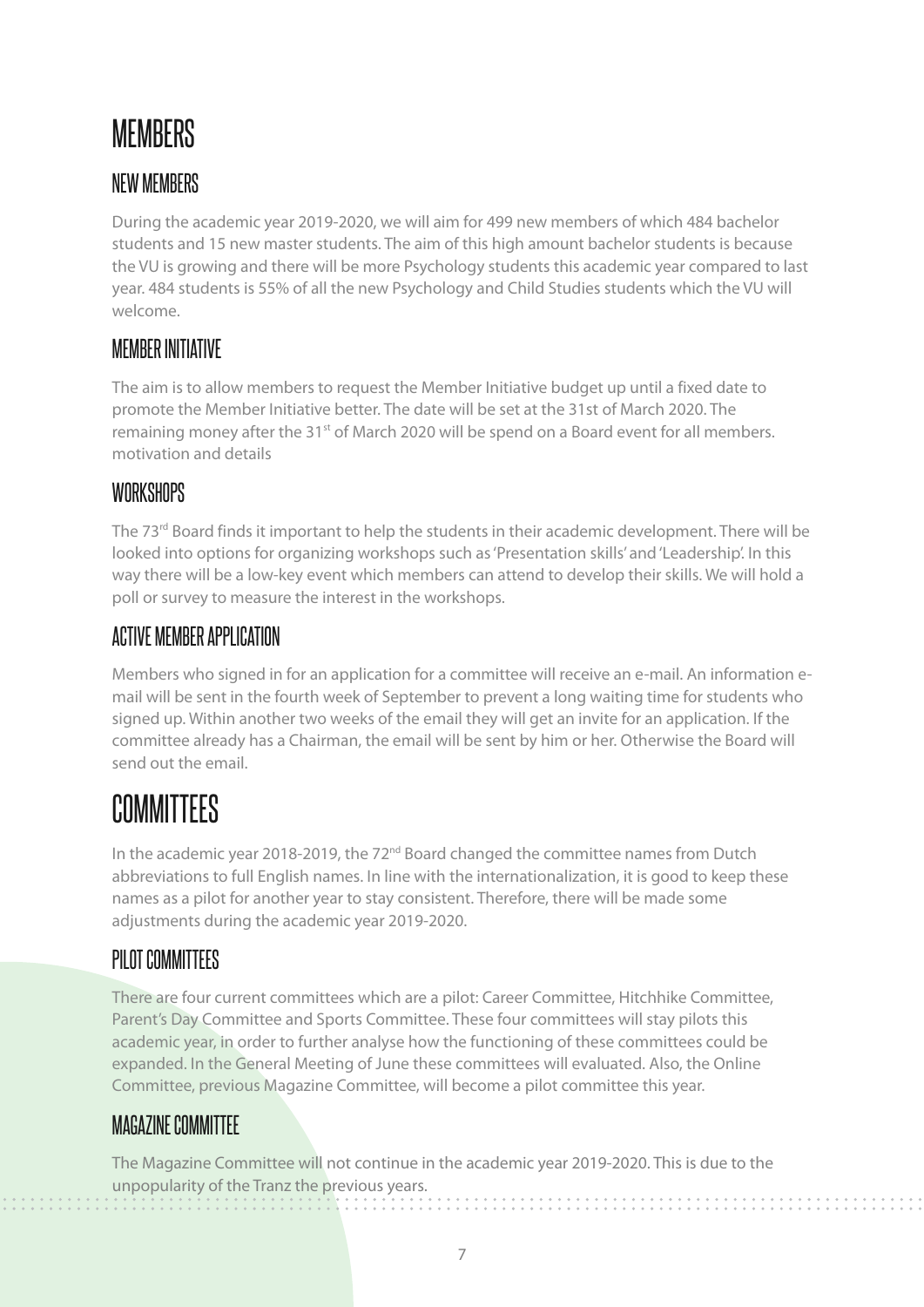# MEMBERS

## NEW MEMBERS

During the academic year 2019-2020, we will aim for 499 new members of which 484 bachelor students and 15 new master students. The aim of this high amount bachelor students is because the VU is growing and there will be more Psychology students this academic year compared to last year. 484 students is 55% of all the new Psychology and Child Studies students which the VU will welcome.

## MEMBER INITIATIVE

The aim is to allow members to request the Member Initiative budget up until a fixed date to promote the Member Initiative better. The date will be set at the 31st of March 2020. The remaining money after the 31st of March 2020 will be spend on a Board event for all members. motivation and details

## WORKSHOPS

The 73rd Board finds it important to help the students in their academic development. There will be looked into options for organizing workshops such as 'Presentation skills' and 'Leadership'. In this way there will be a low-key event which members can attend to develop their skills. We will hold a poll or survey to measure the interest in the workshops.

## ACTIVE MEMBER APPLICATION

Members who signed in for an application for a committee will receive an e-mail. An information e-mail will be sent in the fourth week of September to prevent a long waiting time for students who signed up. Within another two weeks of the email they will get an invite for an application. If the committee already has a Chairman, the email will be sent by him or her. Otherwise the Board will send out the email.

# COMMITTEES

In the academic year 2018-2019, the 72nd Board changed the committee names from Dutch abbreviations to full English names. In line with the internationalization, it is good to keep these names as a pilot for another year to stay consistent. Therefore, there will be made some adjustments during the academic year 2019-2020.

## PILOT COMMITTEES

There are four current committees which are a pilot: Career Committee, Hitchhike Committee, Parent's Day Committee and Sports Committee. These four committees will stay pilots this academic year, in order to further analyse how the functioning of these committees could be expanded. In the General Meeting of June these committees will evaluated. Also, the Online Committee, previous Magazine Committee, will become a pilot committee this year.

## MAGAZINE COMMITTEE

The Magazine Committee will not continue in the academic year 2019-2020. This is due to the unpopularity of the Tranz the previous years.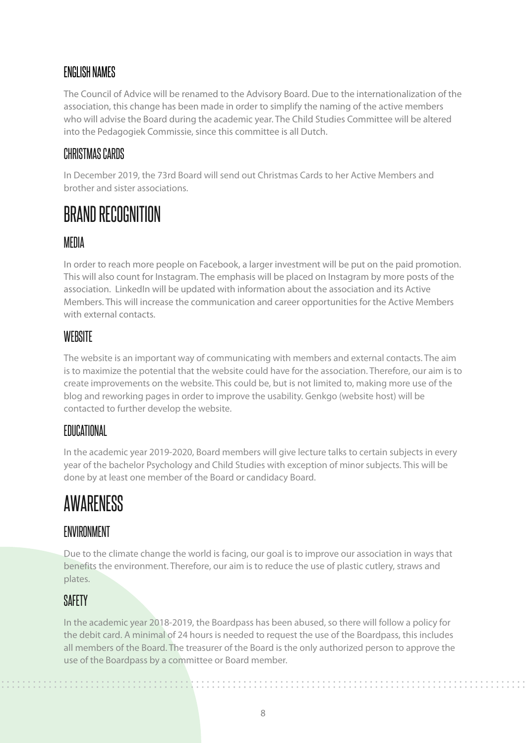### ENGLISH NAMES

The Council of Advice will be renamed to the Advisory Board. Due to the internationalization of the association, this change has been made in order to simplify the naming of the active members who will advise the Board during the academic year. The Child Studies Committee will be altered into the Pedagogiek Commissie, since this committee is all Dutch.

### CHRISTMAS CARDS

In December 2019, the 73rd Board will send out Christmas Cards to her Active Members and brother and sister associations.

## BRAND RECOGNITION

### MEDIA

In order to reach more people on Facebook, a larger investment will be put on the paid promotion. This will also count for Instagram. The emphasis will be placed on Instagram by more posts of the association. LinkedIn will be updated with information about the association and its Active Members. This will increase the communication and career opportunities for the Active Members with external contacts.

### WEBSITE

The website is an important way of communicating with members and external contacts. The aim is to maximize the potential that the website could have for the association. Therefore, our aim is to create improvements on the website. This could be, but is not limited to, making more use of the blog and reworking pages in order to improve the usability. Genkgo (website host) will be contacted to further develop the website.

### EDUCATIONAL

In the academic year 2019-2020, Board members will give lecture talks to certain subjects in every year of the bachelor Psychology and Child Studies with exception of minor subjects. This will be done by at least one member of the Board or candidacy Board.

## AWARENESS

### ENVIRONMENT

Due to the climate change the world is facing, our goal is to improve our association in ways that benefits the environment. Therefore, our aim is to reduce the use of plastic cutlery, straws and plates.

### SAFETY

In the academic year 2018-2019, the Boardpass has been abused, so there will follow a policy for the debit card. A minimal of 24 hours is needed to request the use of the Boardpass, this includes all members of the Board. The treasurer of the Board is the only authorized person to approve the use of the Boardpass by a committee or Board member.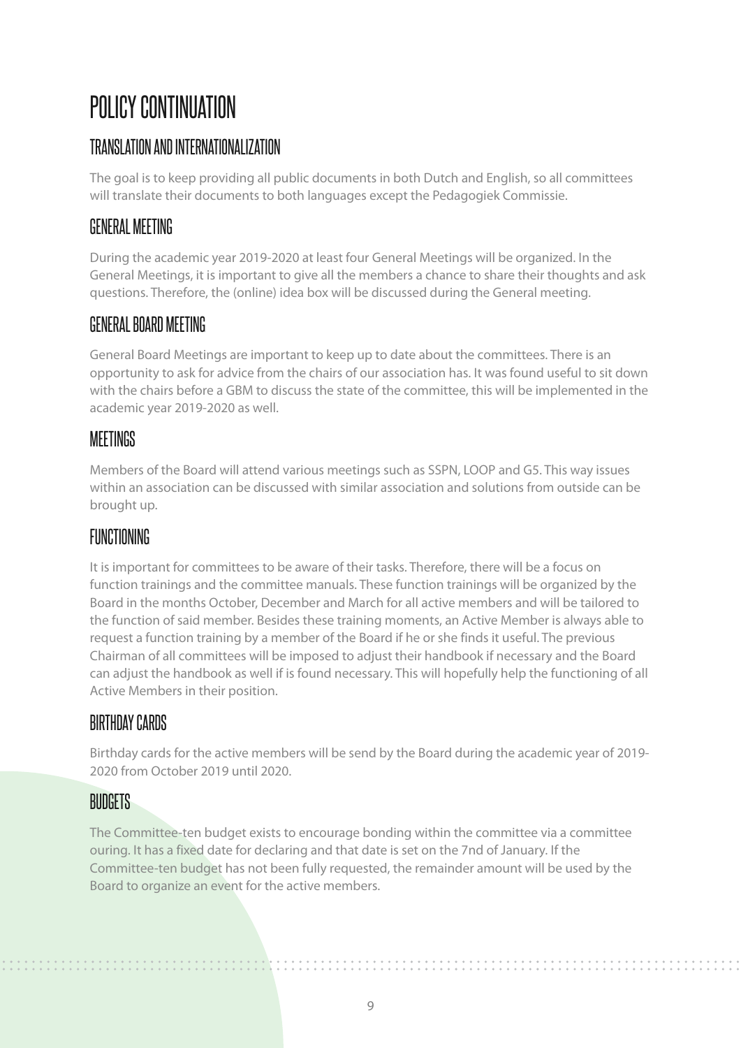# POLICY CONTINUATION

## TRANSLATION AND INTERNATIONALIZATION

The goal is to keep providing all public documents in both Dutch and English, so all committees will translate their documents to both languages except the Pedagogiek Commissie.

## GENERAL MEETING

During the academic year 2019-2020 at least four General Meetings will be organized. In the General Meetings, it is important to give all the members a chance to share their thoughts and ask questions. Therefore, the (online) idea box will be discussed during the General meeting.

## GENERAL BOARD MEETING

General Board Meetings are important to keep up to date about the committees. There is an opportunity to ask for advice from the chairs of our association has. It was found useful to sit down with the chairs before a GBM to discuss the state of the committee, this will be implemented in the academic year 2019-2020 as well.

## MEETINGS

Members of the Board will attend various meetings such as SSPN, LOOP and G5. This way issues within an association can be discussed with similar association and solutions from outside can be brought up.

## FUNCTIONING

It is important for committees to be aware of their tasks. Therefore, there will be a focus on function trainings and the committee manuals. These function trainings will be organized by the Board in the months October, December and March for all active members and will be tailored to the function of said member. Besides these training moments, an Active Member is always able to request a function training by a member of the Board if he or she finds it useful. The previous Chairman of all committees will be imposed to adjust their handbook if necessary and the Board can adjust the handbook as well if is found necessary. This will hopefully help the functioning of all Active Members in their position.

## BIRTHDAY CARDS

Birthday cards for the active members will be send by the Board during the academic year of 2019-2020 from October 2019 until 2020.

## BUDGETS

The Committee-ten budget exists to encourage bonding within the committee via a committee ouring. It has a fixed date for declaring and that date is set on the 7nd of January. If the Committee-ten budget has not been fully requested, the remainder amount will be used by the Board to organize an event for the active members.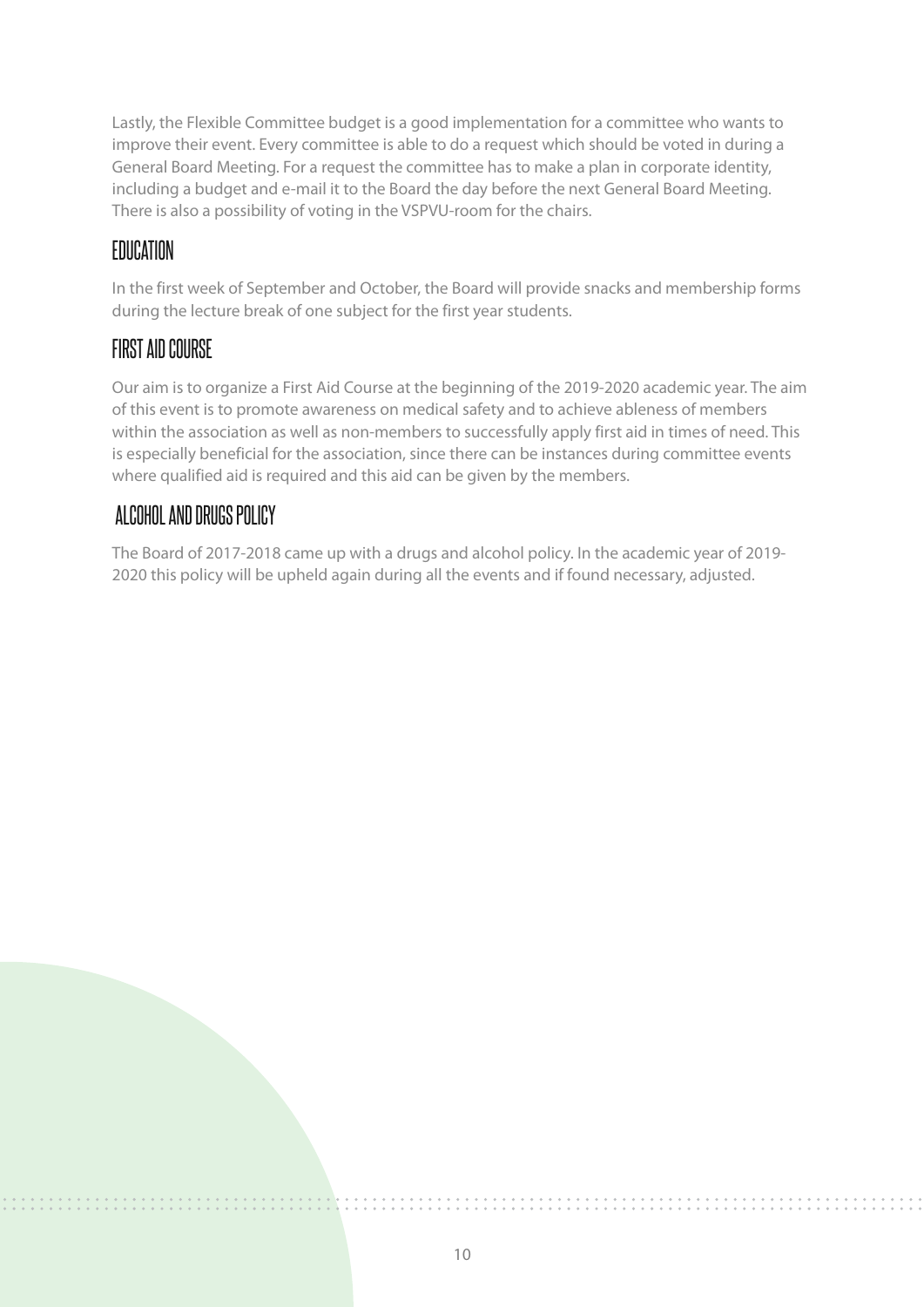Lastly, the Flexible Committee budget is a good implementation for a committee who wants to improve their event. Every committee is able to do a request which should be voted in during a General Board Meeting. For a request the committee has to make a plan in corporate identity, including a budget and e-mail it to the Board the day before the next General Board Meeting. There is also a possibility of voting in the VSPVU-room for the chairs.

## EDUCATION

In the first week of September and October, the Board will provide snacks and membership forms during the lecture break of one subject for the first year students.

## FIRST AID COURSE

Our aim is to organize a First Aid Course at the beginning of the 2019-2020 academic year. The aim of this event is to promote awareness on medical safety and to achieve ableness of members within the association as well as non-members to successfully apply first aid in times of need. This is especially beneficial for the association, since there can be instances during committee events where qualified aid is required and this aid can be given by the members.

## ALCOHOL AND DRUGS POLICY

The Board of 2017-2018 came up with a drugs and alcohol policy. In the academic year of 2019-2020 this policy will be upheld again during all the events and if found necessary, adjusted.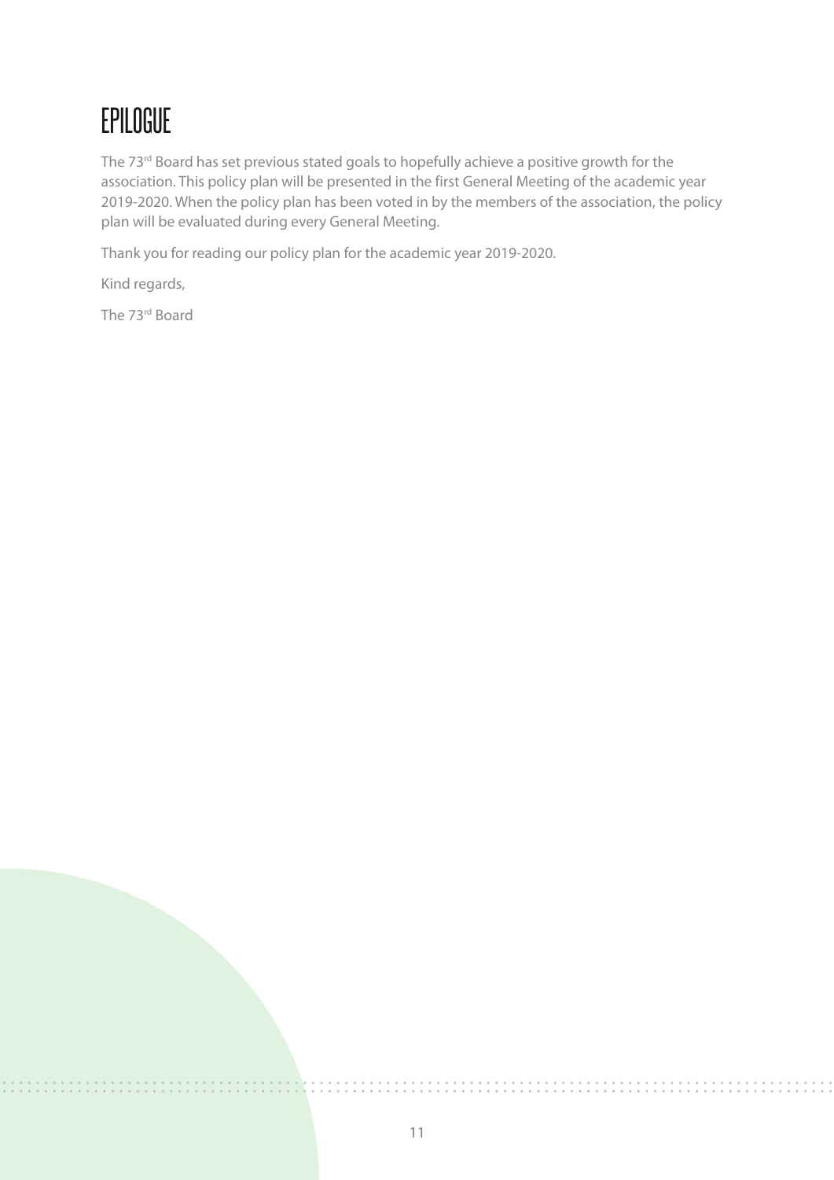# EPILOGUE

The 73rd Board has set previous stated goals to hopefully achieve a positive growth for the association. This policy plan will be presented in the first General Meeting of the academic year 2019-2020. When the policy plan has been voted in by the members of the association, the policy plan will be evaluated during every General Meeting.

Thank you for reading our policy plan for the academic year 2019-2020.

Kind regards,

The 73rd Board